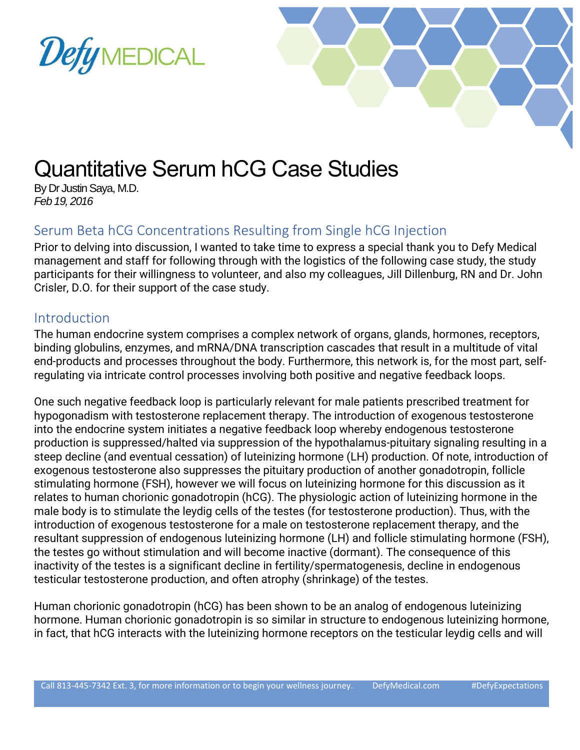# Quantitative Serum hCG Case Studies

By Dr Justin Saya, M.D.
*Feb 19, 2016*

## Serum Beta hCG Concentrations Resulting from Single hCG Injection

Prior to delving into discussion, I wanted to take time to express a special thank you to Defy Medical management and staff for following through with the logistics of the following case study, the study participants for their willingness to volunteer, and also my colleagues, Jill Dillenburg, RN and Dr. John Crisler, D.O. for their support of the case study.

## Introduction

The human endocrine system comprises a complex network of organs, glands, hormones, receptors, binding globulins, enzymes, and mRNA/DNA transcription cascades that result in a multitude of vital end-products and processes throughout the body. Furthermore, this network is, for the most part, self-regulating via intricate control processes involving both positive and negative feedback loops.

One such negative feedback loop is particularly relevant for male patients prescribed treatment for hypogonadism with testosterone replacement therapy. The introduction of exogenous testosterone into the endocrine system initiates a negative feedback loop whereby endogenous testosterone production is suppressed/halted via suppression of the hypothalamus-pituitary signaling resulting in a steep decline (and eventual cessation) of luteinizing hormone (LH) production. Of note, introduction of exogenous testosterone also suppresses the pituitary production of another gonadotropin, follicle stimulating hormone (FSH), however we will focus on luteinizing hormone for this discussion as it relates to human chorionic gonadotropin (hCG). The physiologic action of luteinizing hormone in the male body is to stimulate the leydig cells of the testes (for testosterone production). Thus, with the introduction of exogenous testosterone for a male on testosterone replacement therapy, and the resultant suppression of endogenous luteinizing hormone (LH) and follicle stimulating hormone (FSH), the testes go without stimulation and will become inactive (dormant). The consequence of this inactivity of the testes is a significant decline in fertility/spermatogenesis, decline in endogenous testicular testosterone production, and often atrophy (shrinkage) of the testes.

Human chorionic gonadotropin (hCG) has been shown to be an analog of endogenous luteinizing hormone. Human chorionic gonadotropin is so similar in structure to endogenous luteinizing hormone, in fact, that hCG interacts with the luteinizing hormone receptors on the testicular leydig cells and will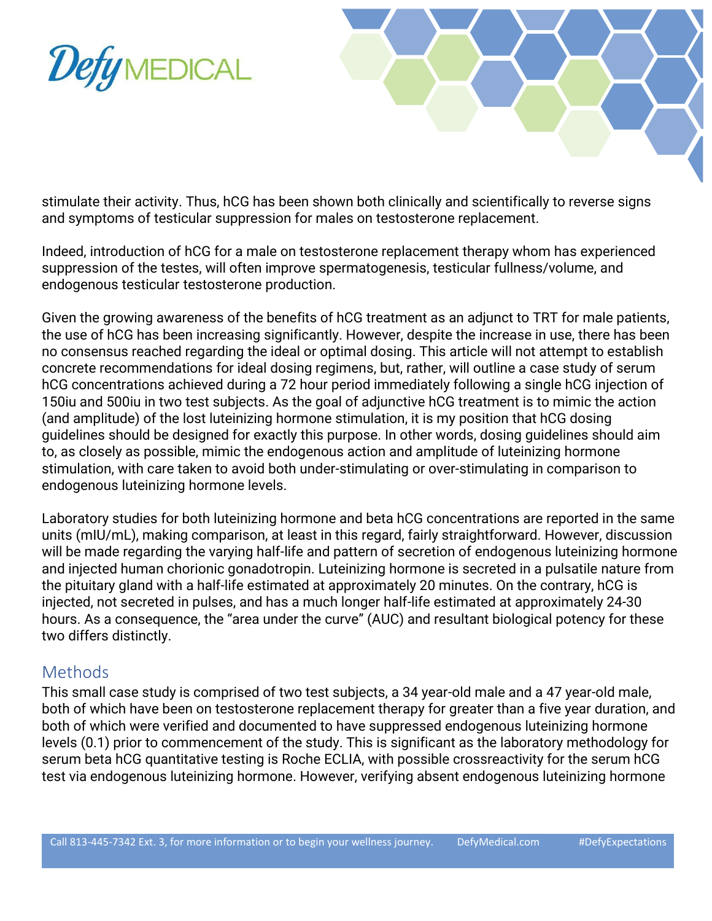stimulate their activity. Thus, hCG has been shown both clinically and scientifically to reverse signs and symptoms of testicular suppression for males on testosterone replacement.

Indeed, introduction of hCG for a male on testosterone replacement therapy whom has experienced suppression of the testes, will often improve spermatogenesis, testicular fullness/volume, and endogenous testicular testosterone production.

Given the growing awareness of the benefits of hCG treatment as an adjunct to TRT for male patients, the use of hCG has been increasing significantly. However, despite the increase in use, there has been no consensus reached regarding the ideal or optimal dosing. This article will not attempt to establish concrete recommendations for ideal dosing regimens, but, rather, will outline a case study of serum hCG concentrations achieved during a 72 hour period immediately following a single hCG injection of 150iu and 500iu in two test subjects. As the goal of adjunctive hCG treatment is to mimic the action (and amplitude) of the lost luteinizing hormone stimulation, it is my position that hCG dosing guidelines should be designed for exactly this purpose. In other words, dosing guidelines should aim to, as closely as possible, mimic the endogenous action and amplitude of luteinizing hormone stimulation, with care taken to avoid both under-stimulating or over-stimulating in comparison to endogenous luteinizing hormone levels.

Laboratory studies for both luteinizing hormone and beta hCG concentrations are reported in the same units (mIU/mL), making comparison, at least in this regard, fairly straightforward. However, discussion will be made regarding the varying half-life and pattern of secretion of endogenous luteinizing hormone and injected human chorionic gonadotropin. Luteinizing hormone is secreted in a pulsatile nature from the pituitary gland with a half-life estimated at approximately 20 minutes. On the contrary, hCG is injected, not secreted in pulses, and has a much longer half-life estimated at approximately 24-30 hours. As a consequence, the "area under the curve" (AUC) and resultant biological potency for these two differs distinctly.

## Methods

This small case study is comprised of two test subjects, a 34 year-old male and a 47 year-old male, both of which have been on testosterone replacement therapy for greater than a five year duration, and both of which were verified and documented to have suppressed endogenous luteinizing hormone levels (0.1) prior to commencement of the study. This is significant as the laboratory methodology for serum beta hCG quantitative testing is Roche ECLIA, with possible crossreactivity for the serum hCG test via endogenous luteinizing hormone. However, verifying absent endogenous luteinizing hormone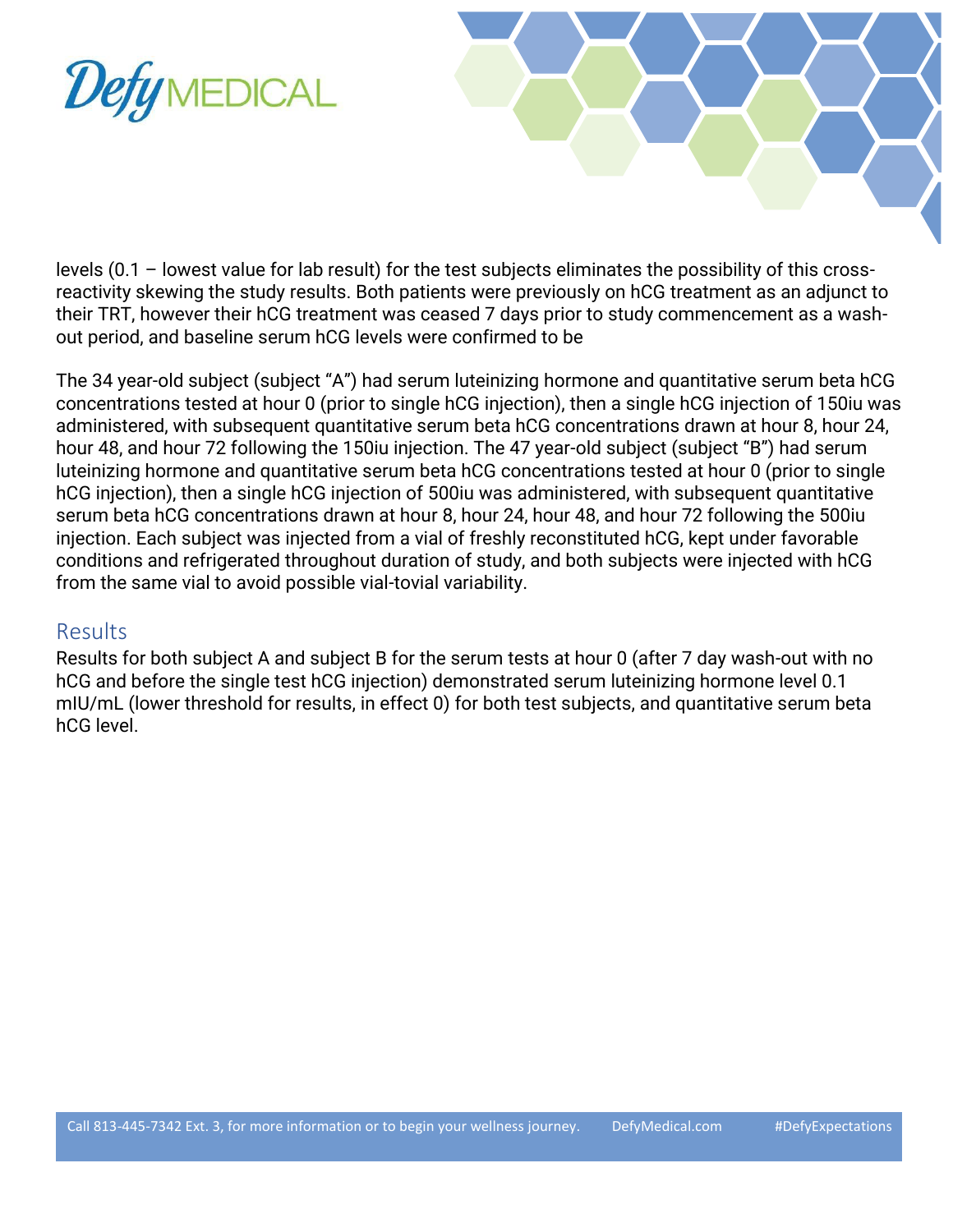levels (0.1 – lowest value for lab result) for the test subjects eliminates the possibility of this cross-reactivity skewing the study results. Both patients were previously on hCG treatment as an adjunct to their TRT, however their hCG treatment was ceased 7 days prior to study commencement as a wash-out period, and baseline serum hCG levels were confirmed to be

The 34 year-old subject (subject "A") had serum luteinizing hormone and quantitative serum beta hCG concentrations tested at hour 0 (prior to single hCG injection), then a single hCG injection of 150iu was administered, with subsequent quantitative serum beta hCG concentrations drawn at hour 8, hour 24, hour 48, and hour 72 following the 150iu injection. The 47 year-old subject (subject "B") had serum luteinizing hormone and quantitative serum beta hCG concentrations tested at hour 0 (prior to single hCG injection), then a single hCG injection of 500iu was administered, with subsequent quantitative serum beta hCG concentrations drawn at hour 8, hour 24, hour 48, and hour 72 following the 500iu injection. Each subject was injected from a vial of freshly reconstituted hCG, kept under favorable conditions and refrigerated throughout duration of study, and both subjects were injected with hCG from the same vial to avoid possible vial-tovial variability.

## Results

Results for both subject A and subject B for the serum tests at hour 0 (after 7 day wash-out with no hCG and before the single test hCG injection) demonstrated serum luteinizing hormone level 0.1 mIU/mL (lower threshold for results, in effect 0) for both test subjects, and quantitative serum beta hCG level.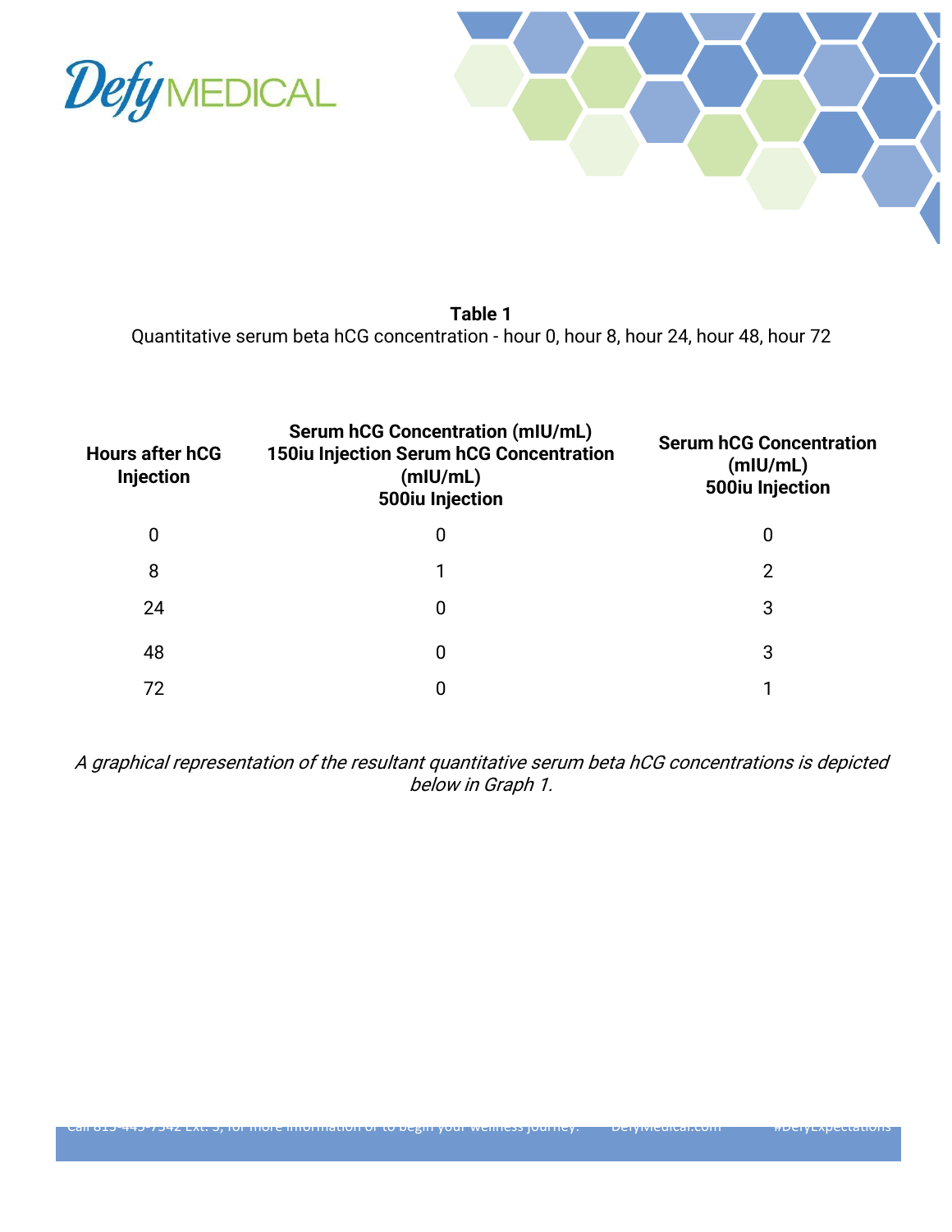**Table 1**
Quantitative serum beta hCG concentration - hour 0, hour 8, hour 24, hour 48, hour 72

| Hours after hCG Injection | Serum hCG Concentration (mIU/mL) 150iu Injection Serum hCG Concentration (mIU/mL) 500iu Injection | Serum hCG Concentration (mIU/mL) 500iu Injection |
|---|---|---|
| 0 | 0 | 0 |
| 8 | 1 | 2 |
| 24 | 0 | 3 |
| 48 | 0 | 3 |
| 72 | 0 | 1 |

*A graphical representation of the resultant quantitative serum beta hCG concentrations is depicted below in Graph 1.*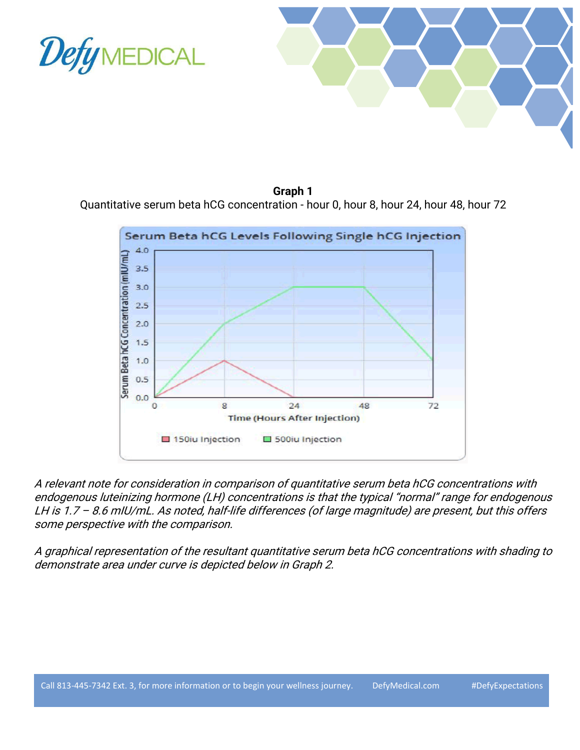**Graph 1**

Quantitative serum beta hCG concentration - hour 0, hour 8, hour 24, hour 48, hour 72

*A relevant note for consideration in comparison of quantitative serum beta hCG concentrations with endogenous luteinizing hormone (LH) concentrations is that the typical "normal" range for endogenous LH is 1.7 – 8.6 mIU/mL. As noted, half-life differences (of large magnitude) are present, but this offers some perspective with the comparison.*

*A graphical representation of the resultant quantitative serum beta hCG concentrations with shading to demonstrate area under curve is depicted below in Graph 2.*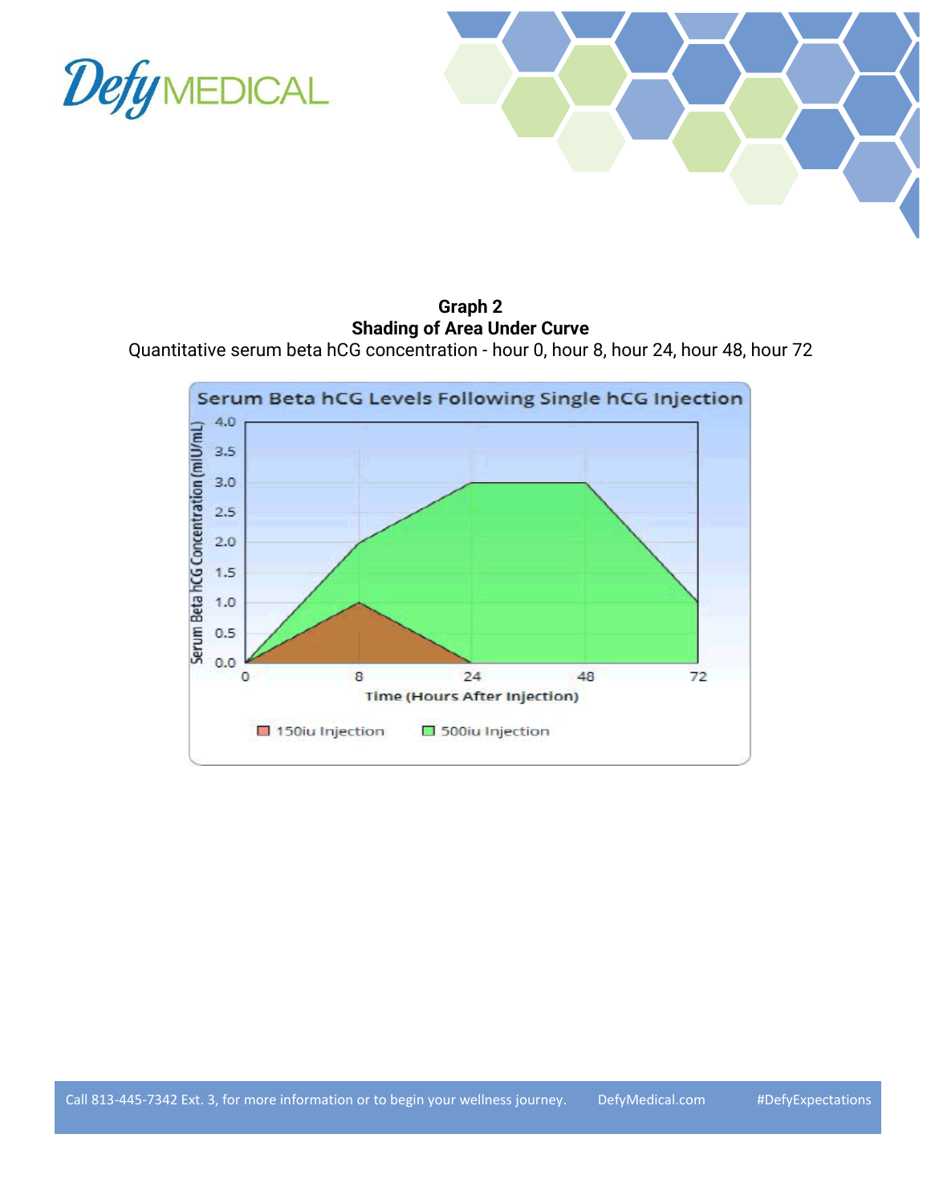**Graph 2**

**Shading of Area Under Curve**

Quantitative serum beta hCG concentration - hour 0, hour 8, hour 24, hour 48, hour 72

Serum Beta hCG Levels Following Single hCG Injection

Serum Beta hCG Concentration (mIU/mL): 0.0, 0.5, 1.0, 1.5, 2.0, 2.5, 3.0, 3.5, 4.0

Time (Hours After Injection): 0, 8, 24, 48, 72

150iu Injection   500iu Injection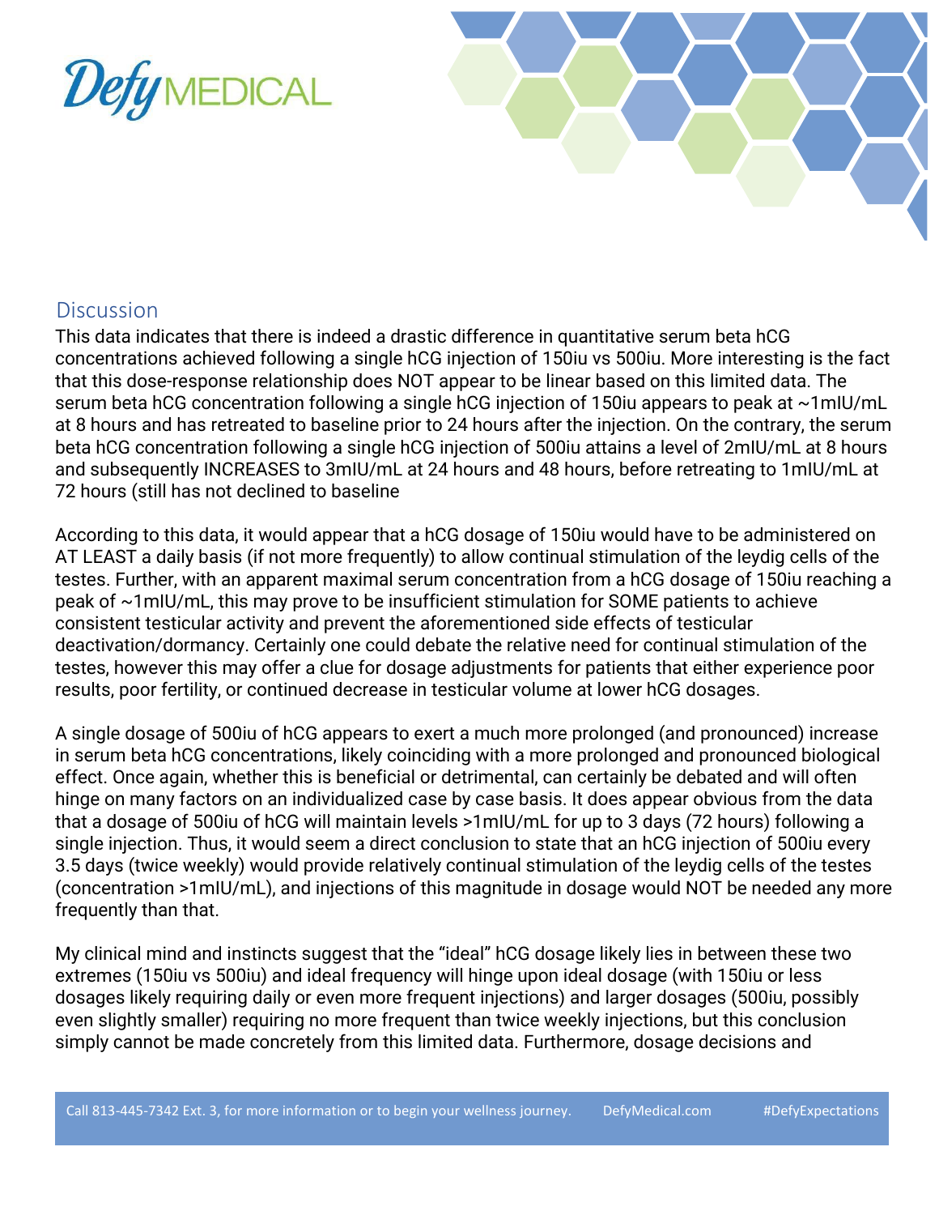## Discussion

This data indicates that there is indeed a drastic difference in quantitative serum beta hCG concentrations achieved following a single hCG injection of 150iu vs 500iu. More interesting is the fact that this dose-response relationship does NOT appear to be linear based on this limited data. The serum beta hCG concentration following a single hCG injection of 150iu appears to peak at ~1mIU/mL at 8 hours and has retreated to baseline prior to 24 hours after the injection. On the contrary, the serum beta hCG concentration following a single hCG injection of 500iu attains a level of 2mIU/mL at 8 hours and subsequently INCREASES to 3mIU/mL at 24 hours and 48 hours, before retreating to 1mIU/mL at 72 hours (still has not declined to baseline

According to this data, it would appear that a hCG dosage of 150iu would have to be administered on AT LEAST a daily basis (if not more frequently) to allow continual stimulation of the leydig cells of the testes. Further, with an apparent maximal serum concentration from a hCG dosage of 150iu reaching a peak of ~1mIU/mL, this may prove to be insufficient stimulation for SOME patients to achieve consistent testicular activity and prevent the aforementioned side effects of testicular deactivation/dormancy. Certainly one could debate the relative need for continual stimulation of the testes, however this may offer a clue for dosage adjustments for patients that either experience poor results, poor fertility, or continued decrease in testicular volume at lower hCG dosages.

A single dosage of 500iu of hCG appears to exert a much more prolonged (and pronounced) increase in serum beta hCG concentrations, likely coinciding with a more prolonged and pronounced biological effect. Once again, whether this is beneficial or detrimental, can certainly be debated and will often hinge on many factors on an individualized case by case basis. It does appear obvious from the data that a dosage of 500iu of hCG will maintain levels >1mIU/mL for up to 3 days (72 hours) following a single injection. Thus, it would seem a direct conclusion to state that an hCG injection of 500iu every 3.5 days (twice weekly) would provide relatively continual stimulation of the leydig cells of the testes (concentration >1mIU/mL), and injections of this magnitude in dosage would NOT be needed any more frequently than that.

My clinical mind and instincts suggest that the "ideal" hCG dosage likely lies in between these two extremes (150iu vs 500iu) and ideal frequency will hinge upon ideal dosage (with 150iu or less dosages likely requiring daily or even more frequent injections) and larger dosages (500iu, possibly even slightly smaller) requiring no more frequent than twice weekly injections, but this conclusion simply cannot be made concretely from this limited data. Furthermore, dosage decisions and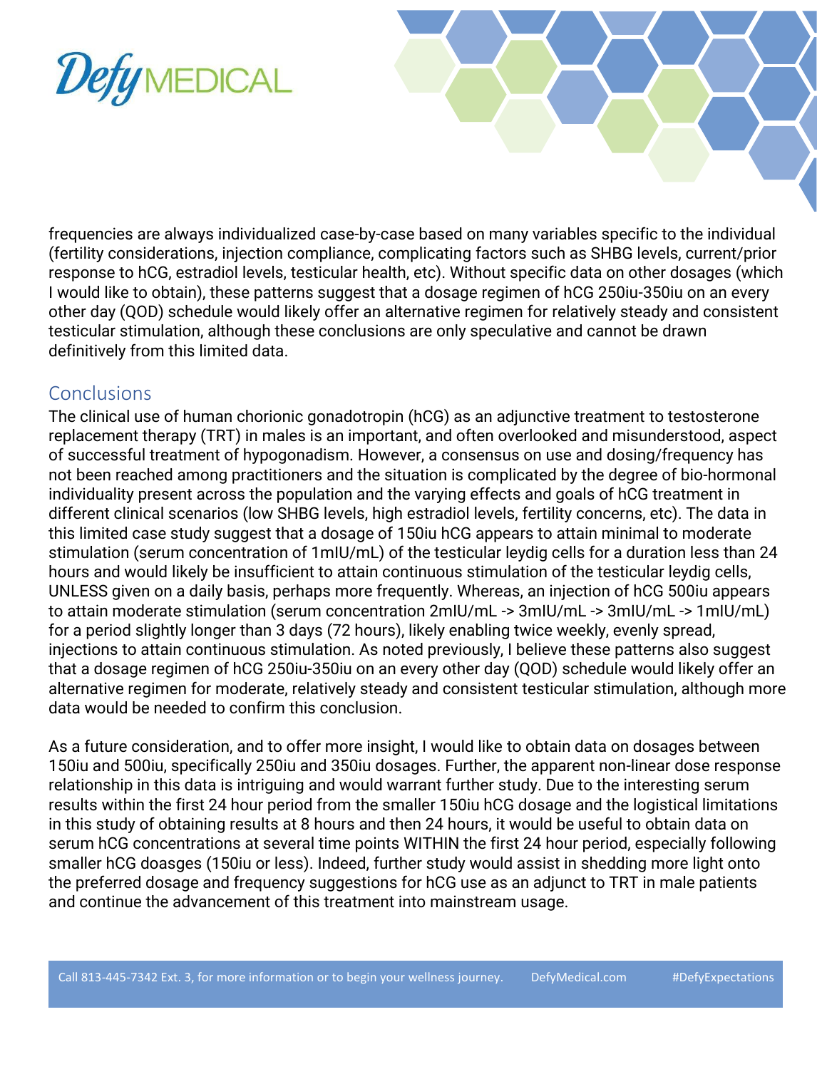frequencies are always individualized case-by-case based on many variables specific to the individual (fertility considerations, injection compliance, complicating factors such as SHBG levels, current/prior response to hCG, estradiol levels, testicular health, etc). Without specific data on other dosages (which I would like to obtain), these patterns suggest that a dosage regimen of hCG 250iu-350iu on an every other day (QOD) schedule would likely offer an alternative regimen for relatively steady and consistent testicular stimulation, although these conclusions are only speculative and cannot be drawn definitively from this limited data.

## Conclusions

The clinical use of human chorionic gonadotropin (hCG) as an adjunctive treatment to testosterone replacement therapy (TRT) in males is an important, and often overlooked and misunderstood, aspect of successful treatment of hypogonadism. However, a consensus on use and dosing/frequency has not been reached among practitioners and the situation is complicated by the degree of bio-hormonal individuality present across the population and the varying effects and goals of hCG treatment in different clinical scenarios (low SHBG levels, high estradiol levels, fertility concerns, etc). The data in this limited case study suggest that a dosage of 150iu hCG appears to attain minimal to moderate stimulation (serum concentration of 1mIU/mL) of the testicular leydig cells for a duration less than 24 hours and would likely be insufficient to attain continuous stimulation of the testicular leydig cells, UNLESS given on a daily basis, perhaps more frequently. Whereas, an injection of hCG 500iu appears to attain moderate stimulation (serum concentration 2mIU/mL -> 3mIU/mL -> 3mIU/mL -> 1mIU/mL) for a period slightly longer than 3 days (72 hours), likely enabling twice weekly, evenly spread, injections to attain continuous stimulation. As noted previously, I believe these patterns also suggest that a dosage regimen of hCG 250iu-350iu on an every other day (QOD) schedule would likely offer an alternative regimen for moderate, relatively steady and consistent testicular stimulation, although more data would be needed to confirm this conclusion.

As a future consideration, and to offer more insight, I would like to obtain data on dosages between 150iu and 500iu, specifically 250iu and 350iu dosages. Further, the apparent non-linear dose response relationship in this data is intriguing and would warrant further study. Due to the interesting serum results within the first 24 hour period from the smaller 150iu hCG dosage and the logistical limitations in this study of obtaining results at 8 hours and then 24 hours, it would be useful to obtain data on serum hCG concentrations at several time points WITHIN the first 24 hour period, especially following smaller hCG doasges (150iu or less). Indeed, further study would assist in shedding more light onto the preferred dosage and frequency suggestions for hCG use as an adjunct to TRT in male patients and continue the advancement of this treatment into mainstream usage.